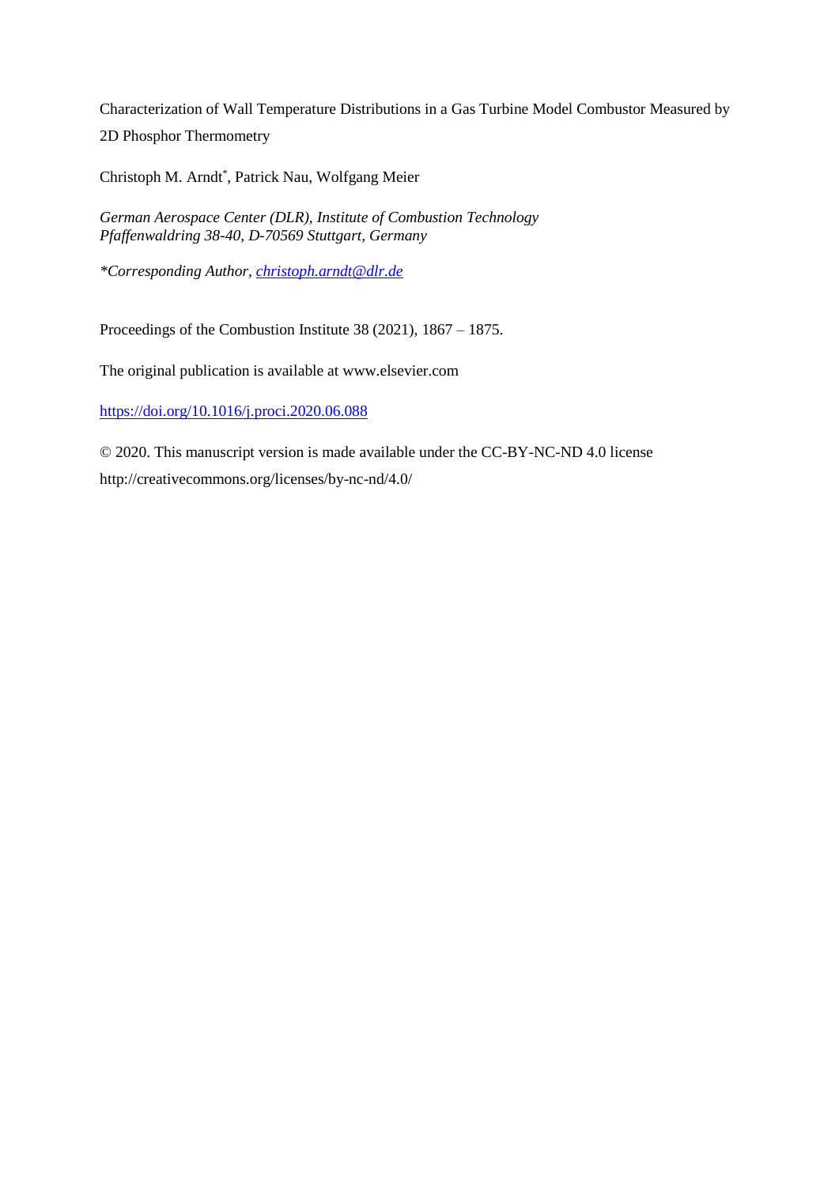# Characterization of Wall Temperature Distributions in a Gas Turbine Model Combustor Measured by 2D Phosphor Thermometry

Christoph M. Arndt*, Patrick Nau, Wolfgang Meier

*German Aerospace Center (DLR), Institute of Combustion Technology*
*Pfaffenwaldring 38-40, D-70569 Stuttgart, Germany*

*\*Corresponding Author, [christoph.arndt@dlr.de](mailto:christoph.arndt@dlr.de)*

Proceedings of the Combustion Institute 38 (2021), 1867 – 1875.

The original publication is available at www.elsevier.com

[https://doi.org/10.1016/j.proci.2020.06.088](https://doi.org/10.1016/j.proci.2020.06.088)

© 2020. This manuscript version is made available under the CC-BY-NC-ND 4.0 license http://creativecommons.org/licenses/by-nc-nd/4.0/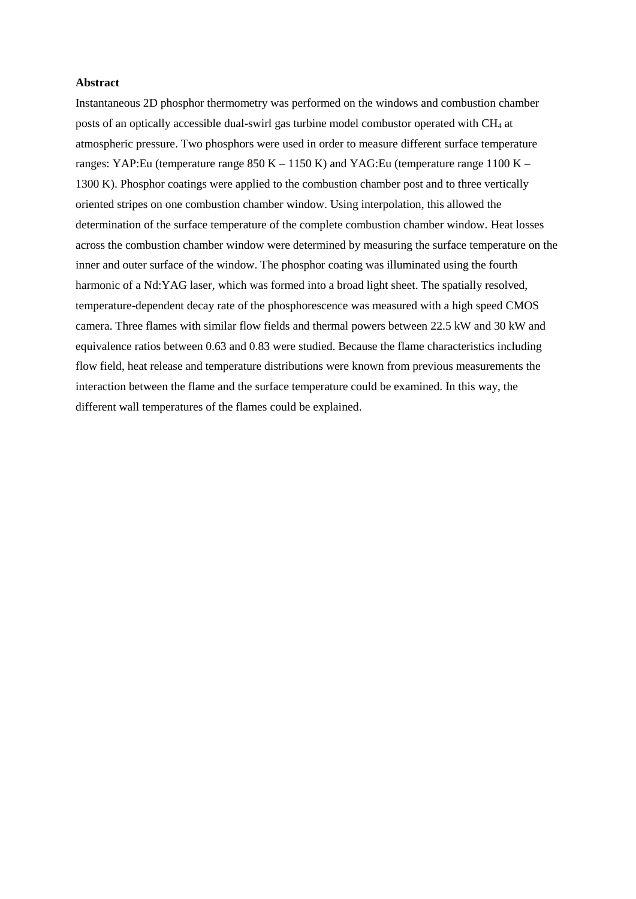**Abstract**

Instantaneous 2D phosphor thermometry was performed on the windows and combustion chamber posts of an optically accessible dual-swirl gas turbine model combustor operated with $CH_4$ at atmospheric pressure. Two phosphors were used in order to measure different surface temperature ranges: YAP:Eu (temperature range 850 K – 1150 K) and YAG:Eu (temperature range 1100 K – 1300 K). Phosphor coatings were applied to the combustion chamber post and to three vertically oriented stripes on one combustion chamber window. Using interpolation, this allowed the determination of the surface temperature of the complete combustion chamber window. Heat losses across the combustion chamber window were determined by measuring the surface temperature on the inner and outer surface of the window. The phosphor coating was illuminated using the fourth harmonic of a Nd:YAG laser, which was formed into a broad light sheet. The spatially resolved, temperature-dependent decay rate of the phosphorescence was measured with a high speed CMOS camera. Three flames with similar flow fields and thermal powers between 22.5 kW and 30 kW and equivalence ratios between 0.63 and 0.83 were studied. Because the flame characteristics including flow field, heat release and temperature distributions were known from previous measurements the interaction between the flame and the surface temperature could be examined. In this way, the different wall temperatures of the flames could be explained.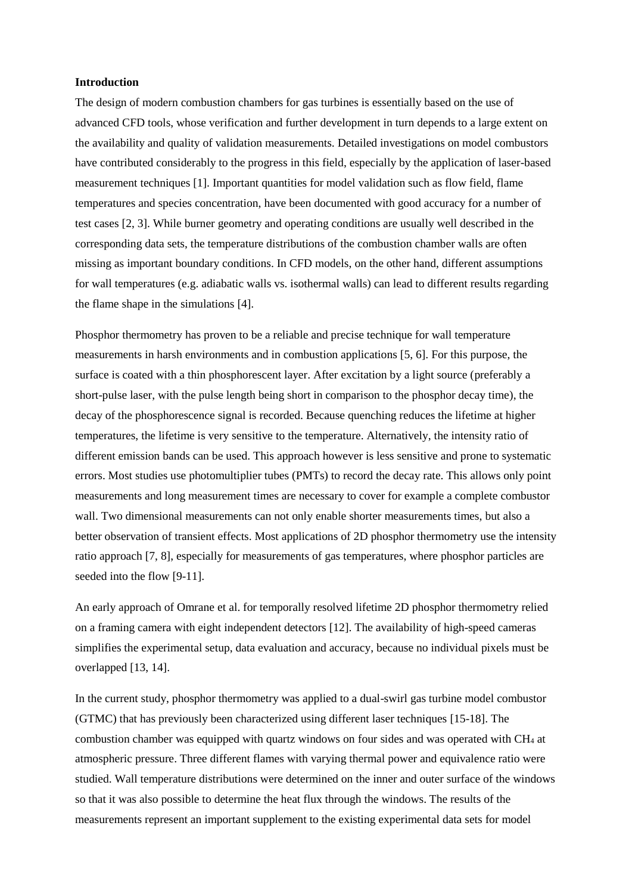### Introduction

The design of modern combustion chambers for gas turbines is essentially based on the use of advanced CFD tools, whose verification and further development in turn depends to a large extent on the availability and quality of validation measurements. Detailed investigations on model combustors have contributed considerably to the progress in this field, especially by the application of laser-based measurement techniques [1]. Important quantities for model validation such as flow field, flame temperatures and species concentration, have been documented with good accuracy for a number of test cases [2, 3]. While burner geometry and operating conditions are usually well described in the corresponding data sets, the temperature distributions of the combustion chamber walls are often missing as important boundary conditions. In CFD models, on the other hand, different assumptions for wall temperatures (e.g. adiabatic walls vs. isothermal walls) can lead to different results regarding the flame shape in the simulations [4].

Phosphor thermometry has proven to be a reliable and precise technique for wall temperature measurements in harsh environments and in combustion applications [5, 6]. For this purpose, the surface is coated with a thin phosphorescent layer. After excitation by a light source (preferably a short-pulse laser, with the pulse length being short in comparison to the phosphor decay time), the decay of the phosphorescence signal is recorded. Because quenching reduces the lifetime at higher temperatures, the lifetime is very sensitive to the temperature. Alternatively, the intensity ratio of different emission bands can be used. This approach however is less sensitive and prone to systematic errors. Most studies use photomultiplier tubes (PMTs) to record the decay rate. This allows only point measurements and long measurement times are necessary to cover for example a complete combustor wall. Two dimensional measurements can not only enable shorter measurements times, but also a better observation of transient effects. Most applications of 2D phosphor thermometry use the intensity ratio approach [7, 8], especially for measurements of gas temperatures, where phosphor particles are seeded into the flow [9-11].

An early approach of Omrane et al. for temporally resolved lifetime 2D phosphor thermometry relied on a framing camera with eight independent detectors [12]. The availability of high-speed cameras simplifies the experimental setup, data evaluation and accuracy, because no individual pixels must be overlapped [13, 14].

In the current study, phosphor thermometry was applied to a dual-swirl gas turbine model combustor (GTMC) that has previously been characterized using different laser techniques [15-18]. The combustion chamber was equipped with quartz windows on four sides and was operated with $CH_4$ at atmospheric pressure. Three different flames with varying thermal power and equivalence ratio were studied. Wall temperature distributions were determined on the inner and outer surface of the windows so that it was also possible to determine the heat flux through the windows. The results of the measurements represent an important supplement to the existing experimental data sets for model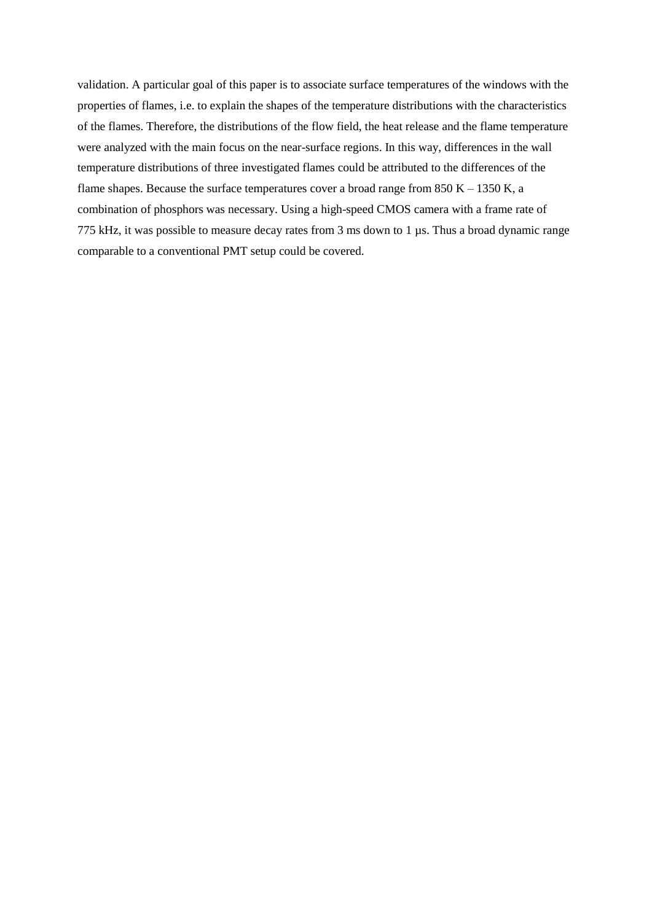validation. A particular goal of this paper is to associate surface temperatures of the windows with the properties of flames, i.e. to explain the shapes of the temperature distributions with the characteristics of the flames. Therefore, the distributions of the flow field, the heat release and the flame temperature were analyzed with the main focus on the near-surface regions. In this way, differences in the wall temperature distributions of three investigated flames could be attributed to the differences of the flame shapes. Because the surface temperatures cover a broad range from 850 K – 1350 K, a combination of phosphors was necessary. Using a high-speed CMOS camera with a frame rate of 775 kHz, it was possible to measure decay rates from 3 ms down to 1 µs. Thus a broad dynamic range comparable to a conventional PMT setup could be covered.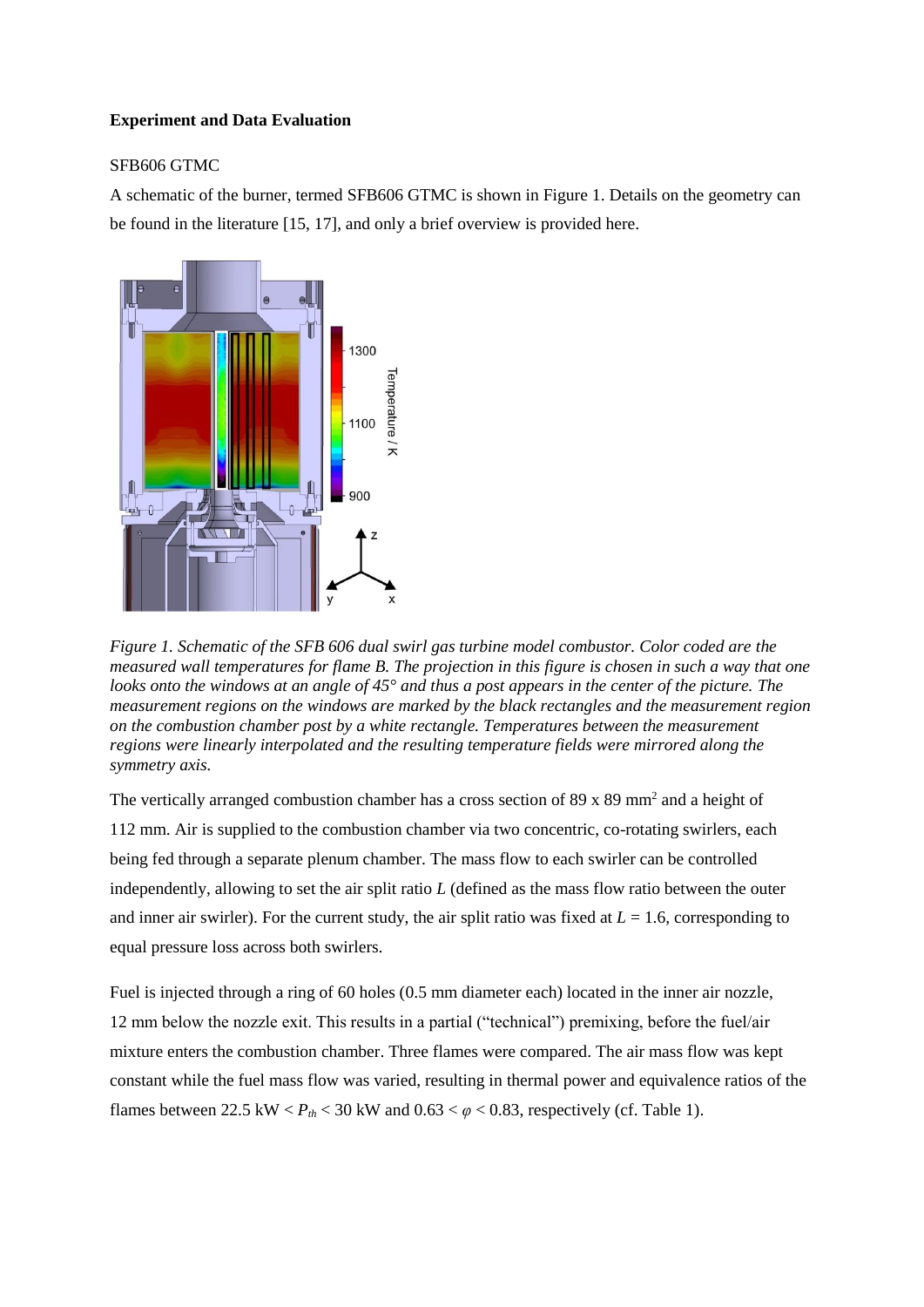**Experiment and Data Evaluation**

SFB606 GTMC

A schematic of the burner, termed SFB606 GTMC is shown in Figure 1. Details on the geometry can be found in the literature [15, 17], and only a brief overview is provided here.

*Figure 1. Schematic of the SFB 606 dual swirl gas turbine model combustor. Color coded are the measured wall temperatures for flame B. The projection in this figure is chosen in such a way that one looks onto the windows at an angle of 45° and thus a post appears in the center of the picture. The measurement regions on the windows are marked by the black rectangles and the measurement region on the combustion chamber post by a white rectangle. Temperatures between the measurement regions were linearly interpolated and the resulting temperature fields were mirrored along the symmetry axis.*

The vertically arranged combustion chamber has a cross section of 89 x 89 mm$^2$ and a height of 112 mm. Air is supplied to the combustion chamber via two concentric, co-rotating swirlers, each being fed through a separate plenum chamber. The mass flow to each swirler can be controlled independently, allowing to set the air split ratio $L$ (defined as the mass flow ratio between the outer and inner air swirler). For the current study, the air split ratio was fixed at $L$ = 1.6, corresponding to equal pressure loss across both swirlers.

Fuel is injected through a ring of 60 holes (0.5 mm diameter each) located in the inner air nozzle, 12 mm below the nozzle exit. This results in a partial ("technical") premixing, before the fuel/air mixture enters the combustion chamber. Three flames were compared. The air mass flow was kept constant while the fuel mass flow was varied, resulting in thermal power and equivalence ratios of the flames between 22.5 kW < $P_{th}$ < 30 kW and 0.63 < $\varphi$ < 0.83, respectively (cf. Table 1).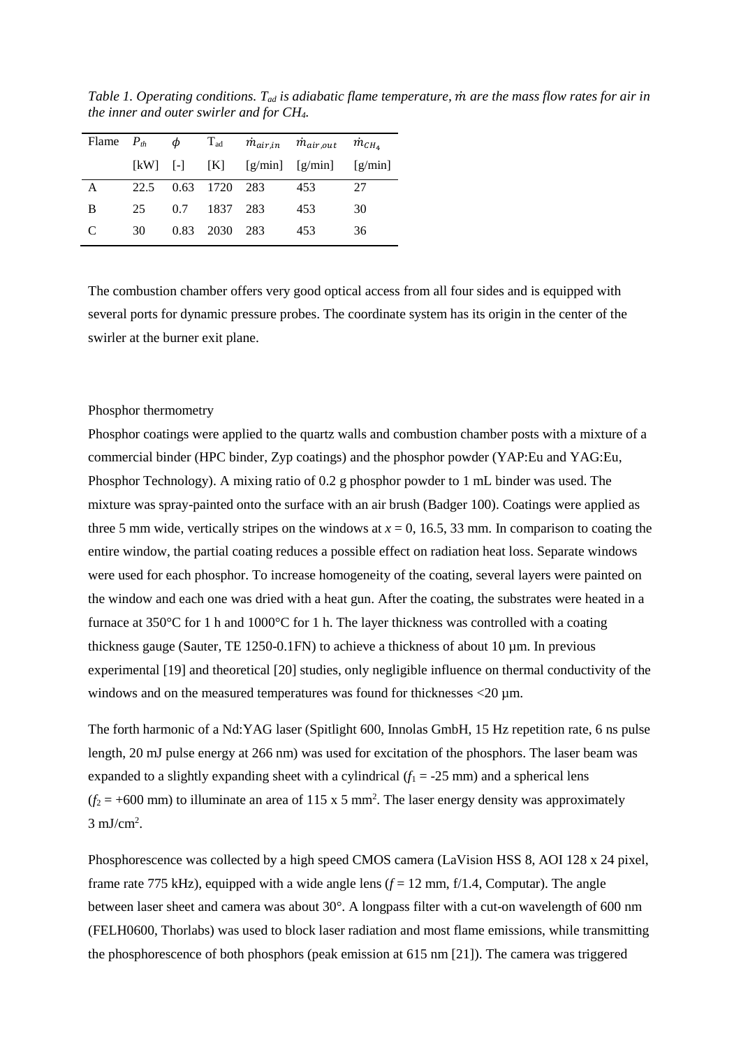*Table 1. Operating conditions. $T_{ad}$ is adiabatic flame temperature, $\dot{m}$ are the mass flow rates for air in the inner and outer swirler and for $CH_4$.*

| Flame | $P_{th}$ | $\phi$ | $T_{ad}$ | $\dot{m}_{air,in}$ | $\dot{m}_{air,out}$ | $\dot{m}_{CH_4}$ |
|---|---|---|---|---|---|---|
| | [kW] | [-] | [K] | [g/min] | [g/min] | [g/min] |
| A | 22.5 | 0.63 | 1720 | 283 | 453 | 27 |
| B | 25 | 0.7 | 1837 | 283 | 453 | 30 |
| C | 30 | 0.83 | 2030 | 283 | 453 | 36 |

The combustion chamber offers very good optical access from all four sides and is equipped with several ports for dynamic pressure probes. The coordinate system has its origin in the center of the swirler at the burner exit plane.

Phosphor thermometry

Phosphor coatings were applied to the quartz walls and combustion chamber posts with a mixture of a commercial binder (HPC binder, Zyp coatings) and the phosphor powder (YAP:Eu and YAG:Eu, Phosphor Technology). A mixing ratio of 0.2 g phosphor powder to 1 mL binder was used. The mixture was spray-painted onto the surface with an air brush (Badger 100). Coatings were applied as three 5 mm wide, vertically stripes on the windows at $x = 0$, 16.5, 33 mm. In comparison to coating the entire window, the partial coating reduces a possible effect on radiation heat loss. Separate windows were used for each phosphor. To increase homogeneity of the coating, several layers were painted on the window and each one was dried with a heat gun. After the coating, the substrates were heated in a furnace at 350°C for 1 h and 1000°C for 1 h. The layer thickness was controlled with a coating thickness gauge (Sauter, TE 1250-0.1FN) to achieve a thickness of about 10 µm. In previous experimental [19] and theoretical [20] studies, only negligible influence on thermal conductivity of the windows and on the measured temperatures was found for thicknesses <20 µm.

The forth harmonic of a Nd:YAG laser (Spitlight 600, Innolas GmbH, 15 Hz repetition rate, 6 ns pulse length, 20 mJ pulse energy at 266 nm) was used for excitation of the phosphors. The laser beam was expanded to a slightly expanding sheet with a cylindrical ($f_1 = -25$ mm) and a spherical lens ($f_2 = +600$ mm) to illuminate an area of 115 x 5 mm$^2$. The laser energy density was approximately 3 mJ/cm$^2$.

Phosphorescence was collected by a high speed CMOS camera (LaVision HSS 8, AOI 128 x 24 pixel, frame rate 775 kHz), equipped with a wide angle lens ($f = 12$ mm, f/1.4, Computar). The angle between laser sheet and camera was about 30°. A longpass filter with a cut-on wavelength of 600 nm (FELH0600, Thorlabs) was used to block laser radiation and most flame emissions, while transmitting the phosphorescence of both phosphors (peak emission at 615 nm [21]). The camera was triggered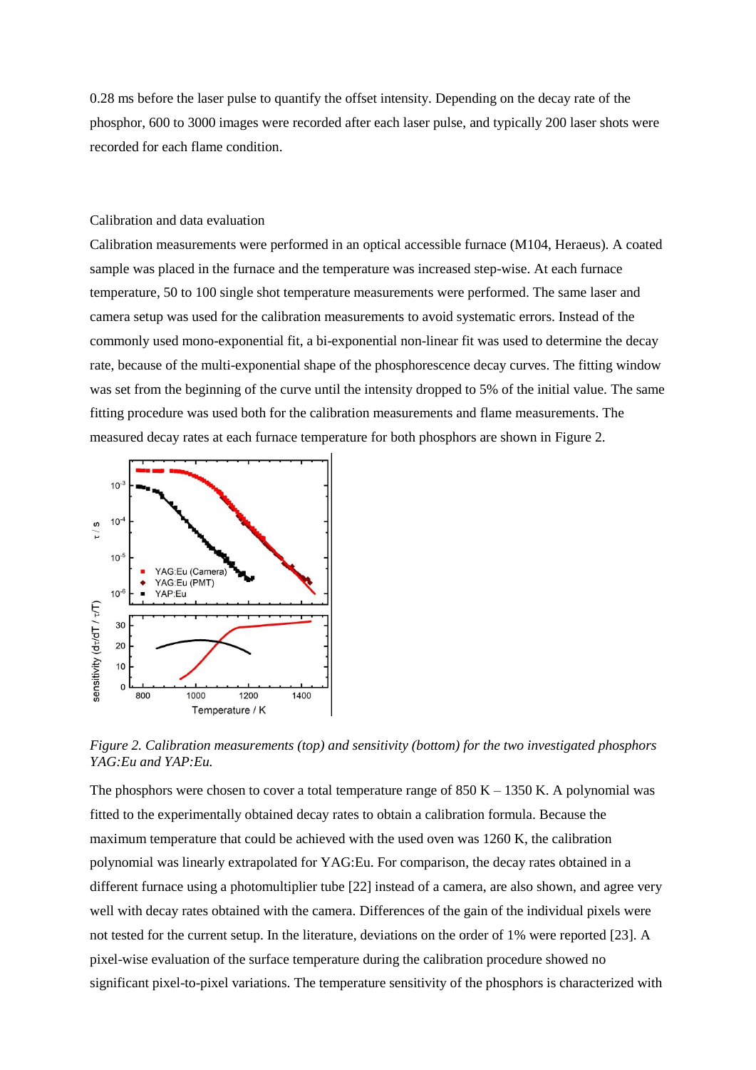0.28 ms before the laser pulse to quantify the offset intensity. Depending on the decay rate of the phosphor, 600 to 3000 images were recorded after each laser pulse, and typically 200 laser shots were recorded for each flame condition.

## Calibration and data evaluation

Calibration measurements were performed in an optical accessible furnace (M104, Heraeus). A coated sample was placed in the furnace and the temperature was increased step-wise. At each furnace temperature, 50 to 100 single shot temperature measurements were performed. The same laser and camera setup was used for the calibration measurements to avoid systematic errors. Instead of the commonly used mono-exponential fit, a bi-exponential non-linear fit was used to determine the decay rate, because of the multi-exponential shape of the phosphorescence decay curves. The fitting window was set from the beginning of the curve until the intensity dropped to 5% of the initial value. The same fitting procedure was used both for the calibration measurements and flame measurements. The measured decay rates at each furnace temperature for both phosphors are shown in Figure 2.

*Figure 2. Calibration measurements (top) and sensitivity (bottom) for the two investigated phosphors YAG:Eu and YAP:Eu.*

The phosphors were chosen to cover a total temperature range of 850 K – 1350 K. A polynomial was fitted to the experimentally obtained decay rates to obtain a calibration formula. Because the maximum temperature that could be achieved with the used oven was 1260 K, the calibration polynomial was linearly extrapolated for YAG:Eu. For comparison, the decay rates obtained in a different furnace using a photomultiplier tube [22] instead of a camera, are also shown, and agree very well with decay rates obtained with the camera. Differences of the gain of the individual pixels were not tested for the current setup. In the literature, deviations on the order of 1% were reported [23]. A pixel-wise evaluation of the surface temperature during the calibration procedure showed no significant pixel-to-pixel variations. The temperature sensitivity of the phosphors is characterized with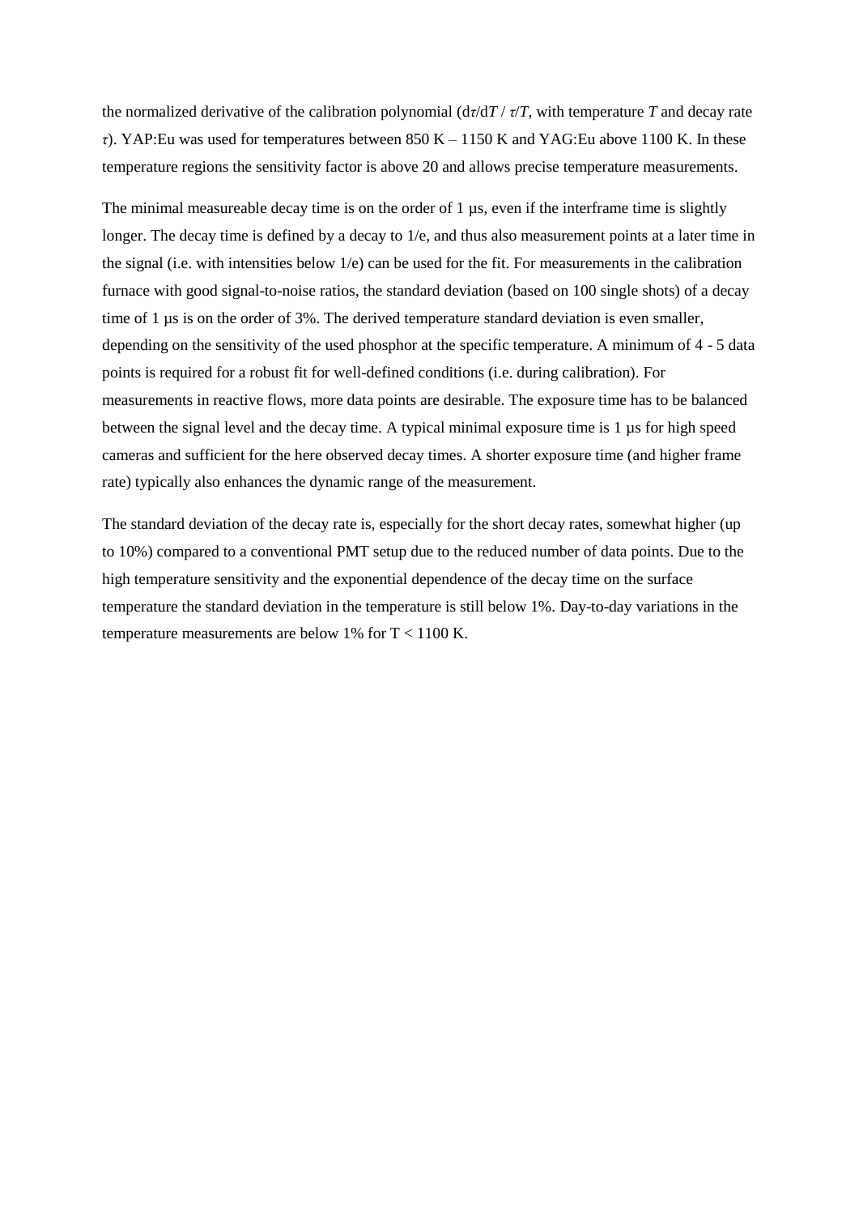the normalized derivative of the calibration polynomial ($d\tau/dT$ / $\tau/T$, with temperature $T$ and decay rate $\tau$). YAP:Eu was used for temperatures between 850 K – 1150 K and YAG:Eu above 1100 K. In these temperature regions the sensitivity factor is above 20 and allows precise temperature measurements.

The minimal measureable decay time is on the order of 1 µs, even if the interframe time is slightly longer. The decay time is defined by a decay to 1/e, and thus also measurement points at a later time in the signal (i.e. with intensities below 1/e) can be used for the fit. For measurements in the calibration furnace with good signal-to-noise ratios, the standard deviation (based on 100 single shots) of a decay time of 1 µs is on the order of 3%. The derived temperature standard deviation is even smaller, depending on the sensitivity of the used phosphor at the specific temperature. A minimum of 4 - 5 data points is required for a robust fit for well-defined conditions (i.e. during calibration). For measurements in reactive flows, more data points are desirable. The exposure time has to be balanced between the signal level and the decay time. A typical minimal exposure time is 1 µs for high speed cameras and sufficient for the here observed decay times. A shorter exposure time (and higher frame rate) typically also enhances the dynamic range of the measurement.

The standard deviation of the decay rate is, especially for the short decay rates, somewhat higher (up to 10%) compared to a conventional PMT setup due to the reduced number of data points. Due to the high temperature sensitivity and the exponential dependence of the decay time on the surface temperature the standard deviation in the temperature is still below 1%. Day-to-day variations in the temperature measurements are below 1% for $T < 1100$ K.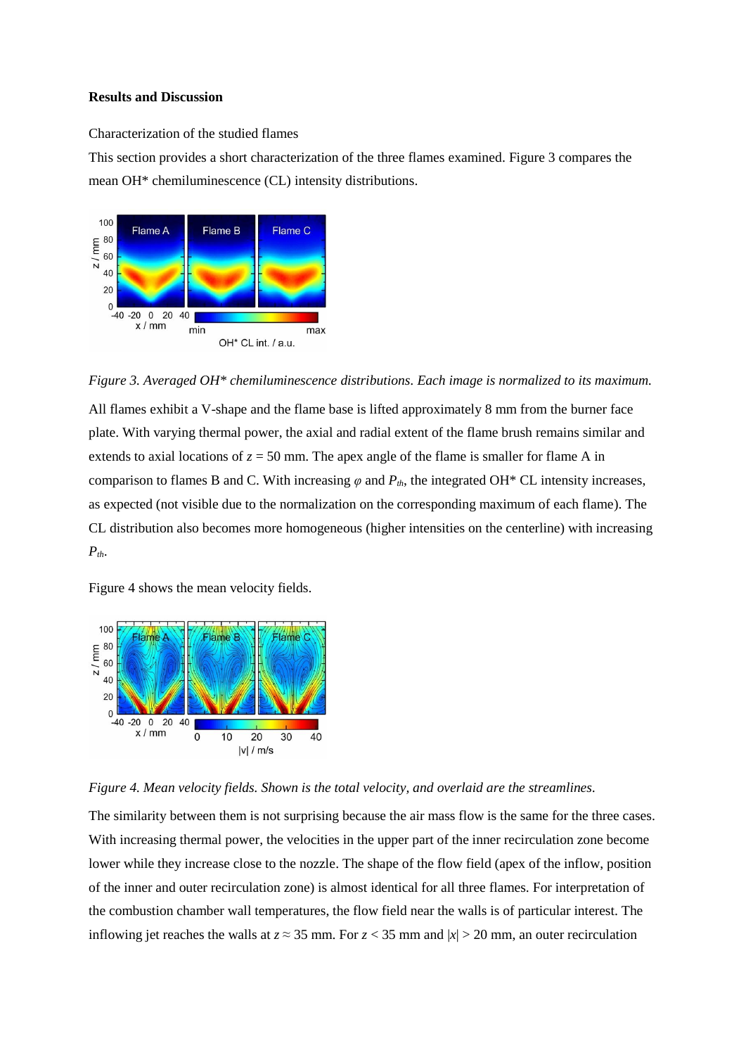**Results and Discussion**

Characterization of the studied flames

This section provides a short characterization of the three flames examined. Figure 3 compares the mean OH* chemiluminescence (CL) intensity distributions.

*Figure 3. Averaged OH* chemiluminescence distributions. Each image is normalized to its maximum.*

All flames exhibit a V-shape and the flame base is lifted approximately 8 mm from the burner face plate. With varying thermal power, the axial and radial extent of the flame brush remains similar and extends to axial locations of $z = 50$ mm. The apex angle of the flame is smaller for flame A in comparison to flames B and C. With increasing $\varphi$ and $P_{th}$, the integrated OH* CL intensity increases, as expected (not visible due to the normalization on the corresponding maximum of each flame). The CL distribution also becomes more homogeneous (higher intensities on the centerline) with increasing $P_{th}$.

Figure 4 shows the mean velocity fields.

*Figure 4. Mean velocity fields. Shown is the total velocity, and overlaid are the streamlines.*

The similarity between them is not surprising because the air mass flow is the same for the three cases. With increasing thermal power, the velocities in the upper part of the inner recirculation zone become lower while they increase close to the nozzle. The shape of the flow field (apex of the inflow, position of the inner and outer recirculation zone) is almost identical for all three flames. For interpretation of the combustion chamber wall temperatures, the flow field near the walls is of particular interest. The inflowing jet reaches the walls at $z \approx 35$ mm. For $z < 35$ mm and $|x| > 20$ mm, an outer recirculation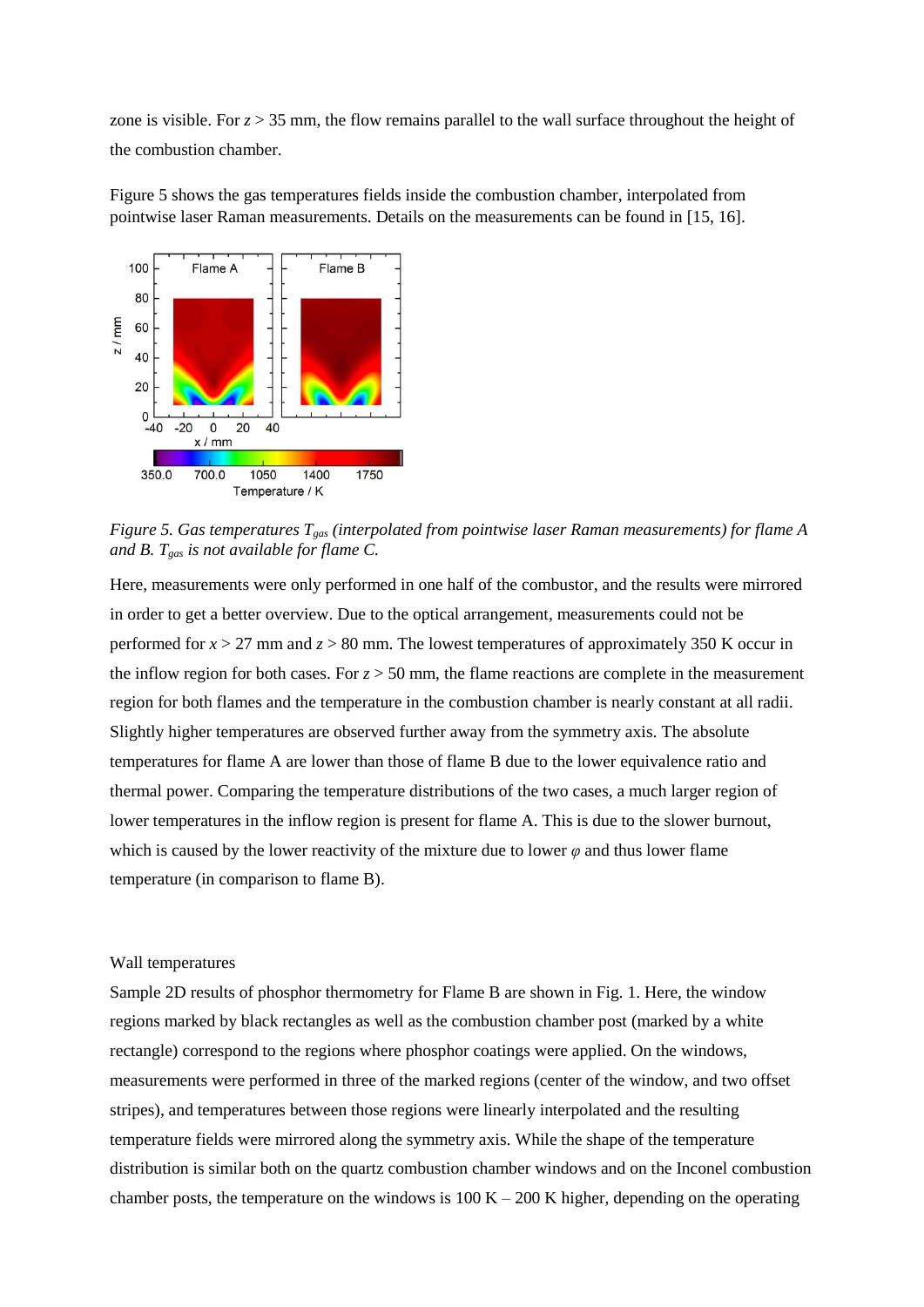zone is visible. For $z > 35$ mm, the flow remains parallel to the wall surface throughout the height of the combustion chamber.

Figure 5 shows the gas temperatures fields inside the combustion chamber, interpolated from pointwise laser Raman measurements. Details on the measurements can be found in [15, 16].

*Figure 5. Gas temperatures $T_{gas}$ (interpolated from pointwise laser Raman measurements) for flame A and B. $T_{gas}$ is not available for flame C.*

Here, measurements were only performed in one half of the combustor, and the results were mirrored in order to get a better overview. Due to the optical arrangement, measurements could not be performed for $x > 27$ mm and $z > 80$ mm. The lowest temperatures of approximately 350 K occur in the inflow region for both cases. For $z > 50$ mm, the flame reactions are complete in the measurement region for both flames and the temperature in the combustion chamber is nearly constant at all radii. Slightly higher temperatures are observed further away from the symmetry axis. The absolute temperatures for flame A are lower than those of flame B due to the lower equivalence ratio and thermal power. Comparing the temperature distributions of the two cases, a much larger region of lower temperatures in the inflow region is present for flame A. This is due to the slower burnout, which is caused by the lower reactivity of the mixture due to lower $\varphi$ and thus lower flame temperature (in comparison to flame B).

Wall temperatures

Sample 2D results of phosphor thermometry for Flame B are shown in Fig. 1. Here, the window regions marked by black rectangles as well as the combustion chamber post (marked by a white rectangle) correspond to the regions where phosphor coatings were applied. On the windows, measurements were performed in three of the marked regions (center of the window, and two offset stripes), and temperatures between those regions were linearly interpolated and the resulting temperature fields were mirrored along the symmetry axis. While the shape of the temperature distribution is similar both on the quartz combustion chamber windows and on the Inconel combustion chamber posts, the temperature on the windows is 100 K – 200 K higher, depending on the operating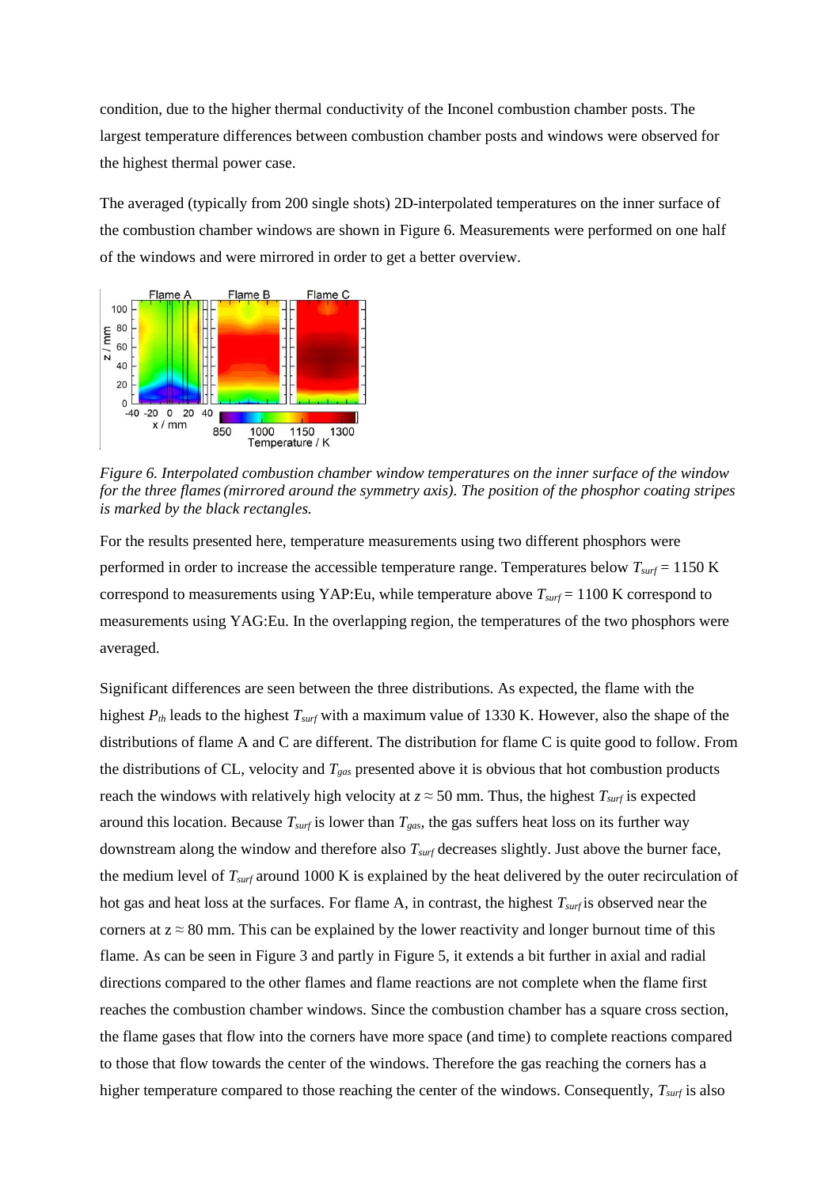condition, due to the higher thermal conductivity of the Inconel combustion chamber posts. The largest temperature differences between combustion chamber posts and windows were observed for the highest thermal power case.

The averaged (typically from 200 single shots) 2D-interpolated temperatures on the inner surface of the combustion chamber windows are shown in Figure 6. Measurements were performed on one half of the windows and were mirrored in order to get a better overview.

*Figure 6. Interpolated combustion chamber window temperatures on the inner surface of the window for the three flames (mirrored around the symmetry axis). The position of the phosphor coating stripes is marked by the black rectangles.*

For the results presented here, temperature measurements using two different phosphors were performed in order to increase the accessible temperature range. Temperatures below $T_{surf}$ = 1150 K correspond to measurements using YAP:Eu, while temperature above $T_{surf}$ = 1100 K correspond to measurements using YAG:Eu. In the overlapping region, the temperatures of the two phosphors were averaged.

Significant differences are seen between the three distributions. As expected, the flame with the highest $P_{th}$ leads to the highest $T_{surf}$ with a maximum value of 1330 K. However, also the shape of the distributions of flame A and C are different. The distribution for flame C is quite good to follow. From the distributions of CL, velocity and $T_{gas}$ presented above it is obvious that hot combustion products reach the windows with relatively high velocity at $z \approx 50$ mm. Thus, the highest $T_{surf}$ is expected around this location. Because $T_{surf}$ is lower than $T_{gas}$, the gas suffers heat loss on its further way downstream along the window and therefore also $T_{surf}$ decreases slightly. Just above the burner face, the medium level of $T_{surf}$ around 1000 K is explained by the heat delivered by the outer recirculation of hot gas and heat loss at the surfaces. For flame A, in contrast, the highest $T_{surf}$ is observed near the corners at $z \approx 80$ mm. This can be explained by the lower reactivity and longer burnout time of this flame. As can be seen in Figure 3 and partly in Figure 5, it extends a bit further in axial and radial directions compared to the other flames and flame reactions are not complete when the flame first reaches the combustion chamber windows. Since the combustion chamber has a square cross section, the flame gases that flow into the corners have more space (and time) to complete reactions compared to those that flow towards the center of the windows. Therefore the gas reaching the corners has a higher temperature compared to those reaching the center of the windows. Consequently, $T_{surf}$ is also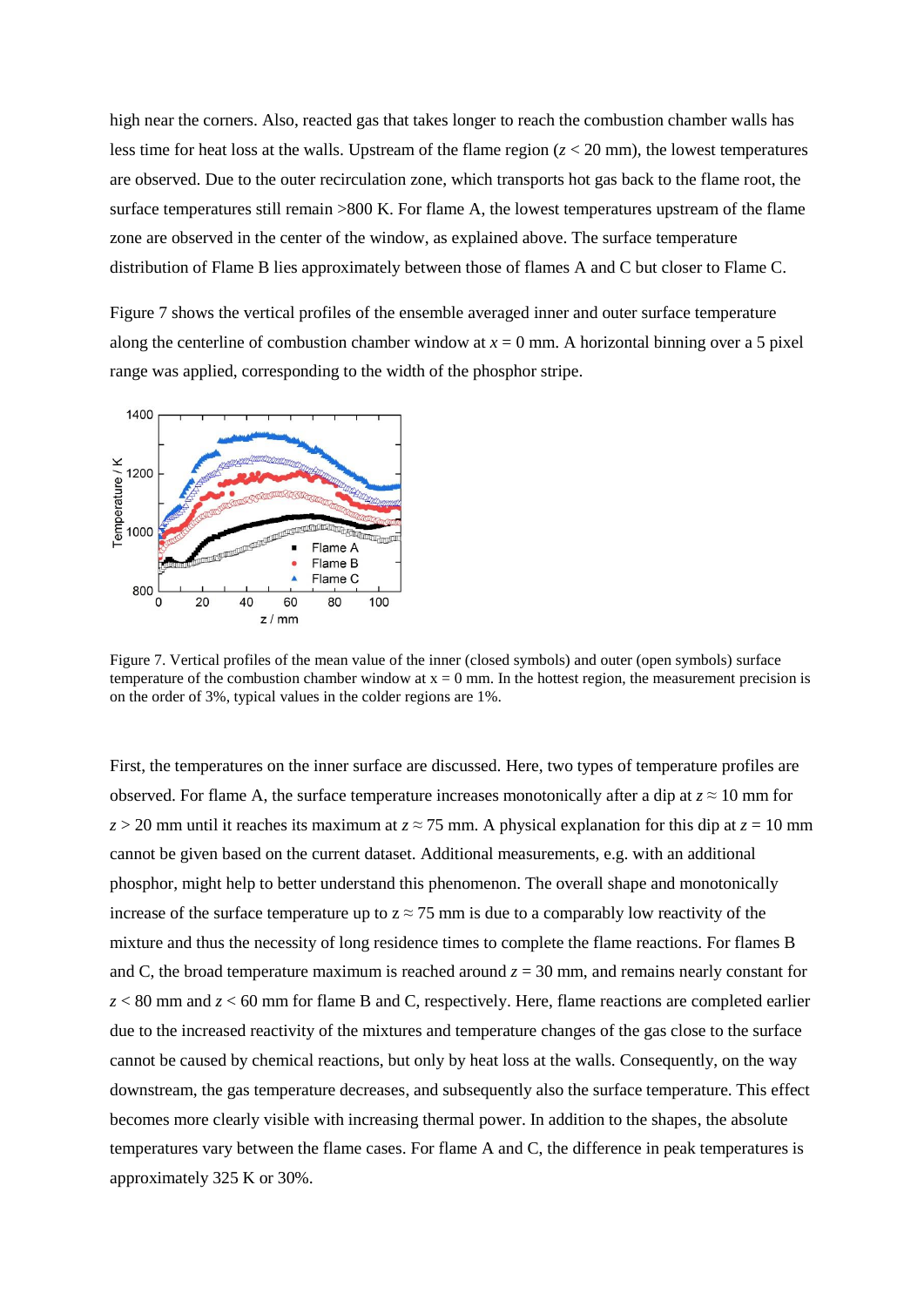high near the corners. Also, reacted gas that takes longer to reach the combustion chamber walls has less time for heat loss at the walls. Upstream of the flame region ($z$ < 20 mm), the lowest temperatures are observed. Due to the outer recirculation zone, which transports hot gas back to the flame root, the surface temperatures still remain >800 K. For flame A, the lowest temperatures upstream of the flame zone are observed in the center of the window, as explained above. The surface temperature distribution of Flame B lies approximately between those of flames A and C but closer to Flame C.

Figure 7 shows the vertical profiles of the ensemble averaged inner and outer surface temperature along the centerline of combustion chamber window at $x = 0$ mm. A horizontal binning over a 5 pixel range was applied, corresponding to the width of the phosphor stripe.

Figure 7. Vertical profiles of the mean value of the inner (closed symbols) and outer (open symbols) surface temperature of the combustion chamber window at x = 0 mm. In the hottest region, the measurement precision is on the order of 3%, typical values in the colder regions are 1%.

First, the temperatures on the inner surface are discussed. Here, two types of temperature profiles are observed. For flame A, the surface temperature increases monotonically after a dip at $z \approx 10$ mm for $z > 20$ mm until it reaches its maximum at $z \approx 75$ mm. A physical explanation for this dip at $z = 10$ mm cannot be given based on the current dataset. Additional measurements, e.g. with an additional phosphor, might help to better understand this phenomenon. The overall shape and monotonically increase of the surface temperature up to $z \approx 75$ mm is due to a comparably low reactivity of the mixture and thus the necessity of long residence times to complete the flame reactions. For flames B and C, the broad temperature maximum is reached around $z = 30$ mm, and remains nearly constant for $z < 80$ mm and $z < 60$ mm for flame B and C, respectively. Here, flame reactions are completed earlier due to the increased reactivity of the mixtures and temperature changes of the gas close to the surface cannot be caused by chemical reactions, but only by heat loss at the walls. Consequently, on the way downstream, the gas temperature decreases, and subsequently also the surface temperature. This effect becomes more clearly visible with increasing thermal power. In addition to the shapes, the absolute temperatures vary between the flame cases. For flame A and C, the difference in peak temperatures is approximately 325 K or 30%.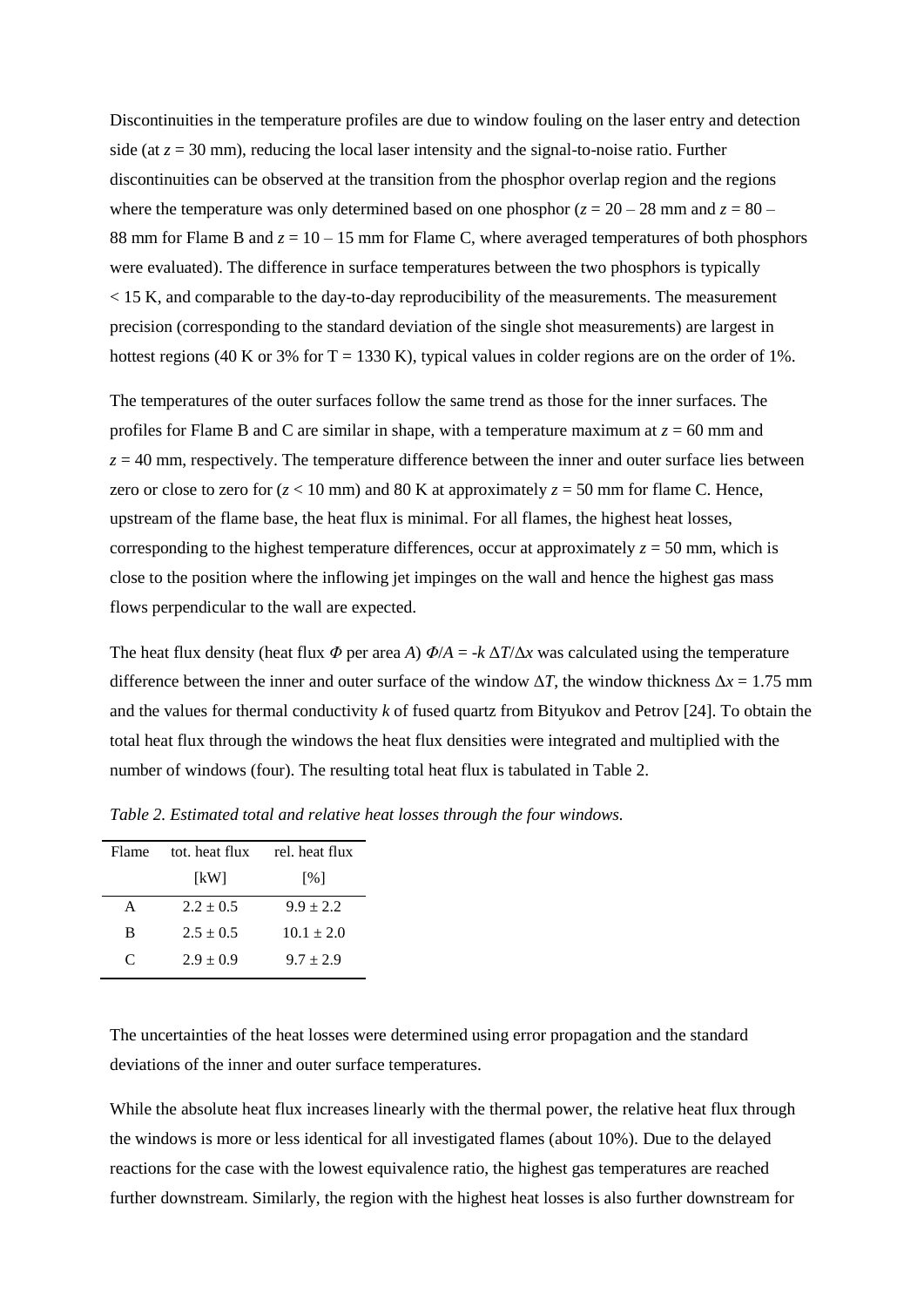Discontinuities in the temperature profiles are due to window fouling on the laser entry and detection side (at $z = 30$ mm), reducing the local laser intensity and the signal-to-noise ratio. Further discontinuities can be observed at the transition from the phosphor overlap region and the regions where the temperature was only determined based on one phosphor ($z = 20 – 28$ mm and $z = 80 – 88$ mm for Flame B and $z = 10 – 15$ mm for Flame C, where averaged temperatures of both phosphors were evaluated). The difference in surface temperatures between the two phosphors is typically $< 15$ K, and comparable to the day-to-day reproducibility of the measurements. The measurement precision (corresponding to the standard deviation of the single shot measurements) are largest in hottest regions (40 K or 3% for $T = 1330$ K), typical values in colder regions are on the order of 1%.

The temperatures of the outer surfaces follow the same trend as those for the inner surfaces. The profiles for Flame B and C are similar in shape, with a temperature maximum at $z = 60$ mm and $z = 40$ mm, respectively. The temperature difference between the inner and outer surface lies between zero or close to zero for ($z < 10$ mm) and 80 K at approximately $z = 50$ mm for flame C. Hence, upstream of the flame base, the heat flux is minimal. For all flames, the highest heat losses, corresponding to the highest temperature differences, occur at approximately $z = 50$ mm, which is close to the position where the inflowing jet impinges on the wall and hence the highest gas mass flows perpendicular to the wall are expected.

The heat flux density (heat flux $\Phi$ per area $A$) $\Phi/A = -k\,\Delta T/\Delta x$ was calculated using the temperature difference between the inner and outer surface of the window $\Delta T$, the window thickness $\Delta x = 1.75$ mm and the values for thermal conductivity $k$ of fused quartz from Bityukov and Petrov [24]. To obtain the total heat flux through the windows the heat flux densities were integrated and multiplied with the number of windows (four). The resulting total heat flux is tabulated in Table 2.

*Table 2. Estimated total and relative heat losses through the four windows.*

| Flame | tot. heat flux [kW] | rel. heat flux [%] |
|---|---|---|
| A | $2.2 \pm 0.5$ | $9.9 \pm 2.2$ |
| B | $2.5 \pm 0.5$ | $10.1 \pm 2.0$ |
| C | $2.9 \pm 0.9$ | $9.7 \pm 2.9$ |

The uncertainties of the heat losses were determined using error propagation and the standard deviations of the inner and outer surface temperatures.

While the absolute heat flux increases linearly with the thermal power, the relative heat flux through the windows is more or less identical for all investigated flames (about 10%). Due to the delayed reactions for the case with the lowest equivalence ratio, the highest gas temperatures are reached further downstream. Similarly, the region with the highest heat losses is also further downstream for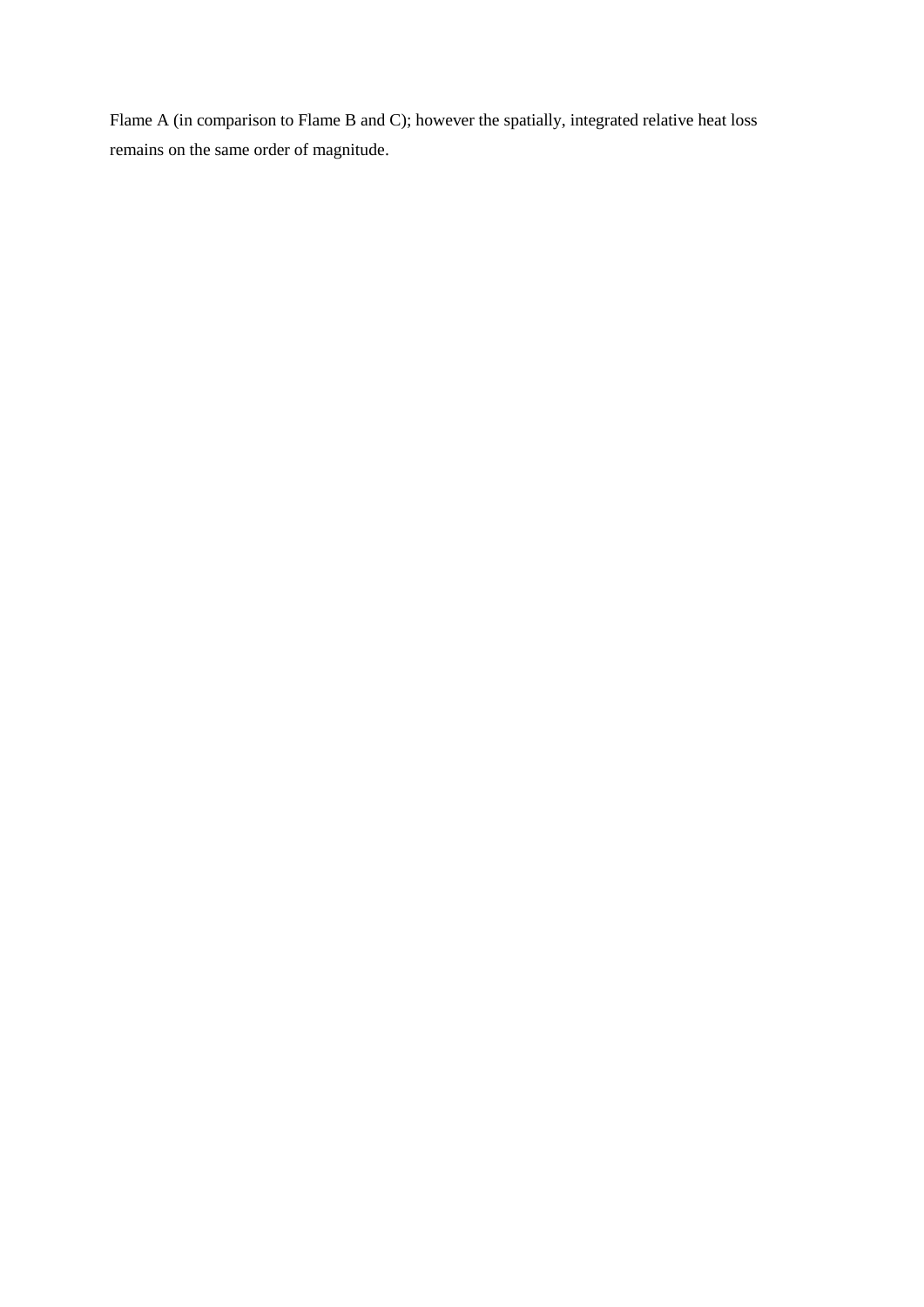Flame A (in comparison to Flame B and C); however the spatially, integrated relative heat loss remains on the same order of magnitude.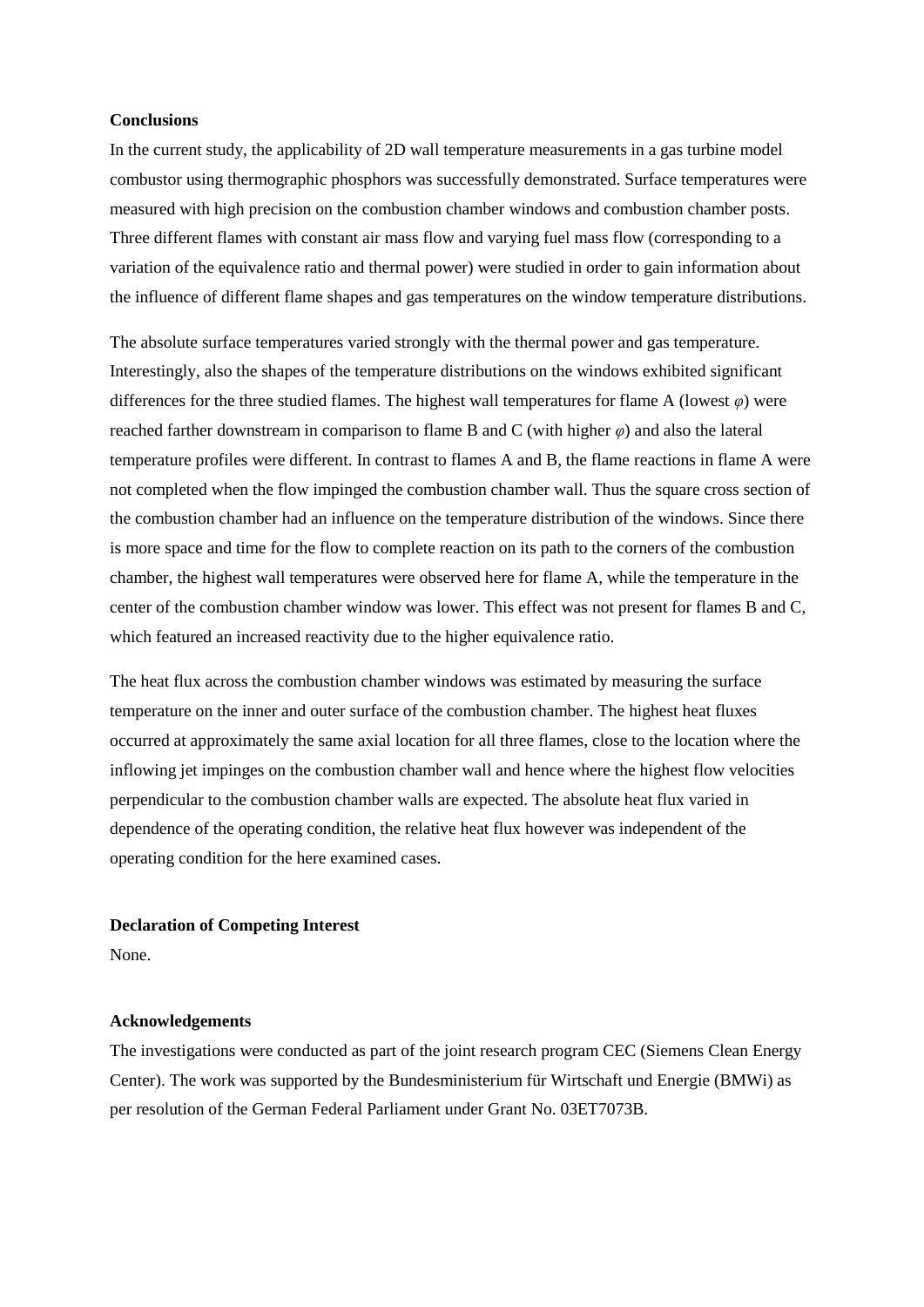**Conclusions**

In the current study, the applicability of 2D wall temperature measurements in a gas turbine model combustor using thermographic phosphors was successfully demonstrated. Surface temperatures were measured with high precision on the combustion chamber windows and combustion chamber posts. Three different flames with constant air mass flow and varying fuel mass flow (corresponding to a variation of the equivalence ratio and thermal power) were studied in order to gain information about the influence of different flame shapes and gas temperatures on the window temperature distributions.

The absolute surface temperatures varied strongly with the thermal power and gas temperature. Interestingly, also the shapes of the temperature distributions on the windows exhibited significant differences for the three studied flames. The highest wall temperatures for flame A (lowest $\varphi$) were reached farther downstream in comparison to flame B and C (with higher $\varphi$) and also the lateral temperature profiles were different. In contrast to flames A and B, the flame reactions in flame A were not completed when the flow impinged the combustion chamber wall. Thus the square cross section of the combustion chamber had an influence on the temperature distribution of the windows. Since there is more space and time for the flow to complete reaction on its path to the corners of the combustion chamber, the highest wall temperatures were observed here for flame A, while the temperature in the center of the combustion chamber window was lower. This effect was not present for flames B and C, which featured an increased reactivity due to the higher equivalence ratio.

The heat flux across the combustion chamber windows was estimated by measuring the surface temperature on the inner and outer surface of the combustion chamber. The highest heat fluxes occurred at approximately the same axial location for all three flames, close to the location where the inflowing jet impinges on the combustion chamber wall and hence where the highest flow velocities perpendicular to the combustion chamber walls are expected. The absolute heat flux varied in dependence of the operating condition, the relative heat flux however was independent of the operating condition for the here examined cases.

**Declaration of Competing Interest**

None.

**Acknowledgements**

The investigations were conducted as part of the joint research program CEC (Siemens Clean Energy Center). The work was supported by the Bundesministerium für Wirtschaft und Energie (BMWi) as per resolution of the German Federal Parliament under Grant No. 03ET7073B.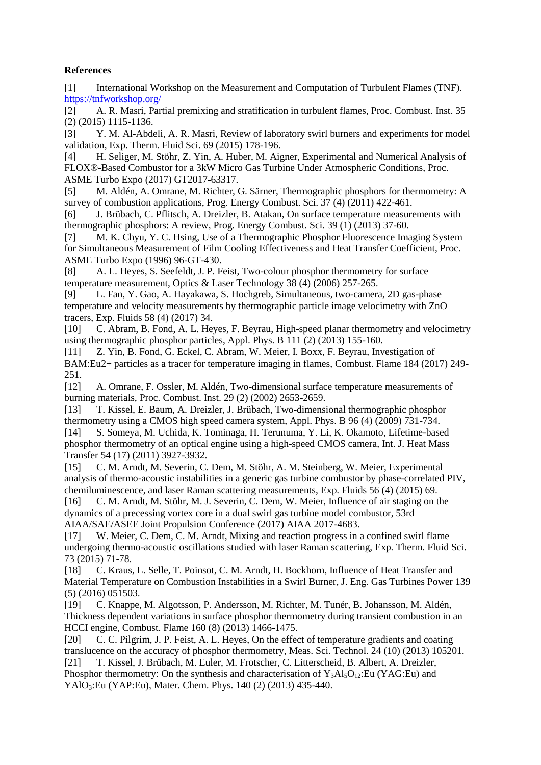**References**

[1] International Workshop on the Measurement and Computation of Turbulent Flames (TNF). https://tnfworkshop.org/

[2] A. R. Masri, Partial premixing and stratification in turbulent flames, Proc. Combust. Inst. 35 (2) (2015) 1115-1136.

[3] Y. M. Al-Abdeli, A. R. Masri, Review of laboratory swirl burners and experiments for model validation, Exp. Therm. Fluid Sci. 69 (2015) 178-196.

[4] H. Seliger, M. Stöhr, Z. Yin, A. Huber, M. Aigner, Experimental and Numerical Analysis of FLOX®-Based Combustor for a 3kW Micro Gas Turbine Under Atmospheric Conditions, Proc. ASME Turbo Expo (2017) GT2017-63317.

[5] M. Aldén, A. Omrane, M. Richter, G. Särner, Thermographic phosphors for thermometry: A survey of combustion applications, Prog. Energy Combust. Sci. 37 (4) (2011) 422-461.

[6] J. Brübach, C. Pflitsch, A. Dreizler, B. Atakan, On surface temperature measurements with thermographic phosphors: A review, Prog. Energy Combust. Sci. 39 (1) (2013) 37-60.

[7] M. K. Chyu, Y. C. Hsing, Use of a Thermographic Phosphor Fluorescence Imaging System for Simultaneous Measurement of Film Cooling Effectiveness and Heat Transfer Coefficient, Proc. ASME Turbo Expo (1996) 96-GT-430.

[8] A. L. Heyes, S. Seefeldt, J. P. Feist, Two-colour phosphor thermometry for surface temperature measurement, Optics & Laser Technology 38 (4) (2006) 257-265.

[9] L. Fan, Y. Gao, A. Hayakawa, S. Hochgreb, Simultaneous, two-camera, 2D gas-phase temperature and velocity measurements by thermographic particle image velocimetry with ZnO tracers, Exp. Fluids 58 (4) (2017) 34.

[10] C. Abram, B. Fond, A. L. Heyes, F. Beyrau, High-speed planar thermometry and velocimetry using thermographic phosphor particles, Appl. Phys. B 111 (2) (2013) 155-160.

[11] Z. Yin, B. Fond, G. Eckel, C. Abram, W. Meier, I. Boxx, F. Beyrau, Investigation of BAM:Eu2+ particles as a tracer for temperature imaging in flames, Combust. Flame 184 (2017) 249-251.

[12] A. Omrane, F. Ossler, M. Aldén, Two-dimensional surface temperature measurements of burning materials, Proc. Combust. Inst. 29 (2) (2002) 2653-2659.

[13] T. Kissel, E. Baum, A. Dreizler, J. Brübach, Two-dimensional thermographic phosphor thermometry using a CMOS high speed camera system, Appl. Phys. B 96 (4) (2009) 731-734.

[14] S. Someya, M. Uchida, K. Tominaga, H. Terunuma, Y. Li, K. Okamoto, Lifetime-based phosphor thermometry of an optical engine using a high-speed CMOS camera, Int. J. Heat Mass Transfer 54 (17) (2011) 3927-3932.

[15] C. M. Arndt, M. Severin, C. Dem, M. Stöhr, A. M. Steinberg, W. Meier, Experimental analysis of thermo-acoustic instabilities in a generic gas turbine combustor by phase-correlated PIV, chemiluminescence, and laser Raman scattering measurements, Exp. Fluids 56 (4) (2015) 69.

[16] C. M. Arndt, M. Stöhr, M. J. Severin, C. Dem, W. Meier, Influence of air staging on the dynamics of a precessing vortex core in a dual swirl gas turbine model combustor, 53rd AIAA/SAE/ASEE Joint Propulsion Conference (2017) AIAA 2017-4683.

[17] W. Meier, C. Dem, C. M. Arndt, Mixing and reaction progress in a confined swirl flame undergoing thermo-acoustic oscillations studied with laser Raman scattering, Exp. Therm. Fluid Sci. 73 (2015) 71-78.

[18] C. Kraus, L. Selle, T. Poinsot, C. M. Arndt, H. Bockhorn, Influence of Heat Transfer and Material Temperature on Combustion Instabilities in a Swirl Burner, J. Eng. Gas Turbines Power 139 (5) (2016) 051503.

[19] C. Knappe, M. Algotsson, P. Andersson, M. Richter, M. Tunér, B. Johansson, M. Aldén, Thickness dependent variations in surface phosphor thermometry during transient combustion in an HCCI engine, Combust. Flame 160 (8) (2013) 1466-1475.

[20] C. C. Pilgrim, J. P. Feist, A. L. Heyes, On the effect of temperature gradients and coating translucence on the accuracy of phosphor thermometry, Meas. Sci. Technol. 24 (10) (2013) 105201.

[21] T. Kissel, J. Brübach, M. Euler, M. Frotscher, C. Litterscheid, B. Albert, A. Dreizler, Phosphor thermometry: On the synthesis and characterisation of $Y_3Al_5O_{12}$:Eu (YAG:Eu) and $YAlO_3$:Eu (YAP:Eu), Mater. Chem. Phys. 140 (2) (2013) 435-440.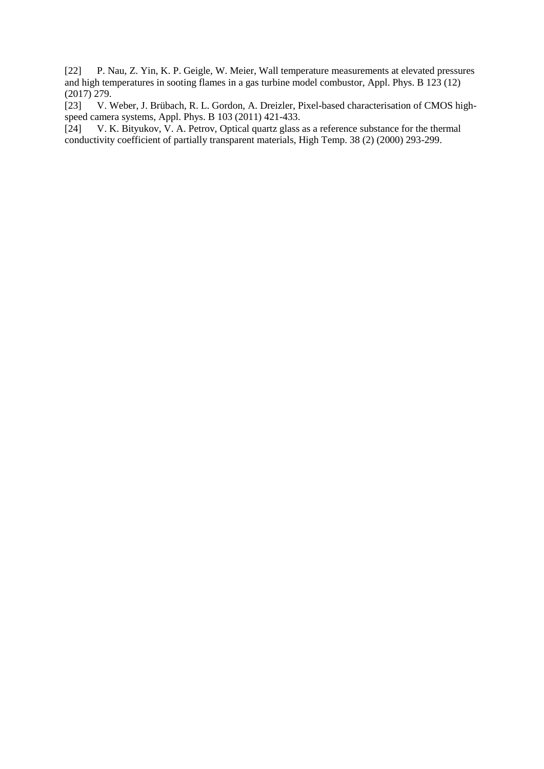[22] P. Nau, Z. Yin, K. P. Geigle, W. Meier, Wall temperature measurements at elevated pressures and high temperatures in sooting flames in a gas turbine model combustor, Appl. Phys. B 123 (12) (2017) 279.

[23] V. Weber, J. Brübach, R. L. Gordon, A. Dreizler, Pixel-based characterisation of CMOS high-speed camera systems, Appl. Phys. B 103 (2011) 421-433.

[24] V. K. Bityukov, V. A. Petrov, Optical quartz glass as a reference substance for the thermal conductivity coefficient of partially transparent materials, High Temp. 38 (2) (2000) 293-299.